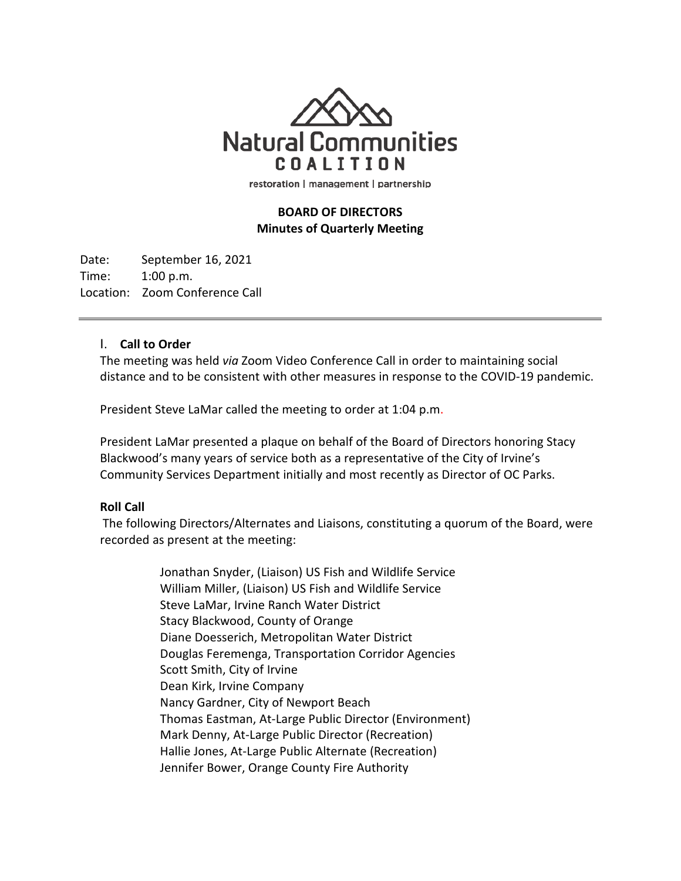# Natural Communities COALITION

restoration | management | partnership

**BOARD OF DIRECTORS**
**Minutes of Quarterly Meeting**

Date: September 16, 2021
Time: 1:00 p.m.
Location: Zoom Conference Call

---

## I. Call to Order

The meeting was held *via* Zoom Video Conference Call in order to maintaining social distance and to be consistent with other measures in response to the COVID-19 pandemic.

President Steve LaMar called the meeting to order at 1:04 p.m.

President LaMar presented a plaque on behalf of the Board of Directors honoring Stacy Blackwood's many years of service both as a representative of the City of Irvine's Community Services Department initially and most recently as Director of OC Parks.

### Roll Call

The following Directors/Alternates and Liaisons, constituting a quorum of the Board, were recorded as present at the meeting:

Jonathan Snyder, (Liaison) US Fish and Wildlife Service
William Miller, (Liaison) US Fish and Wildlife Service
Steve LaMar, Irvine Ranch Water District
Stacy Blackwood, County of Orange
Diane Doesserich, Metropolitan Water District
Douglas Feremenga, Transportation Corridor Agencies
Scott Smith, City of Irvine
Dean Kirk, Irvine Company
Nancy Gardner, City of Newport Beach
Thomas Eastman, At-Large Public Director (Environment)
Mark Denny, At-Large Public Director (Recreation)
Hallie Jones, At-Large Public Alternate (Recreation)
Jennifer Bower, Orange County Fire Authority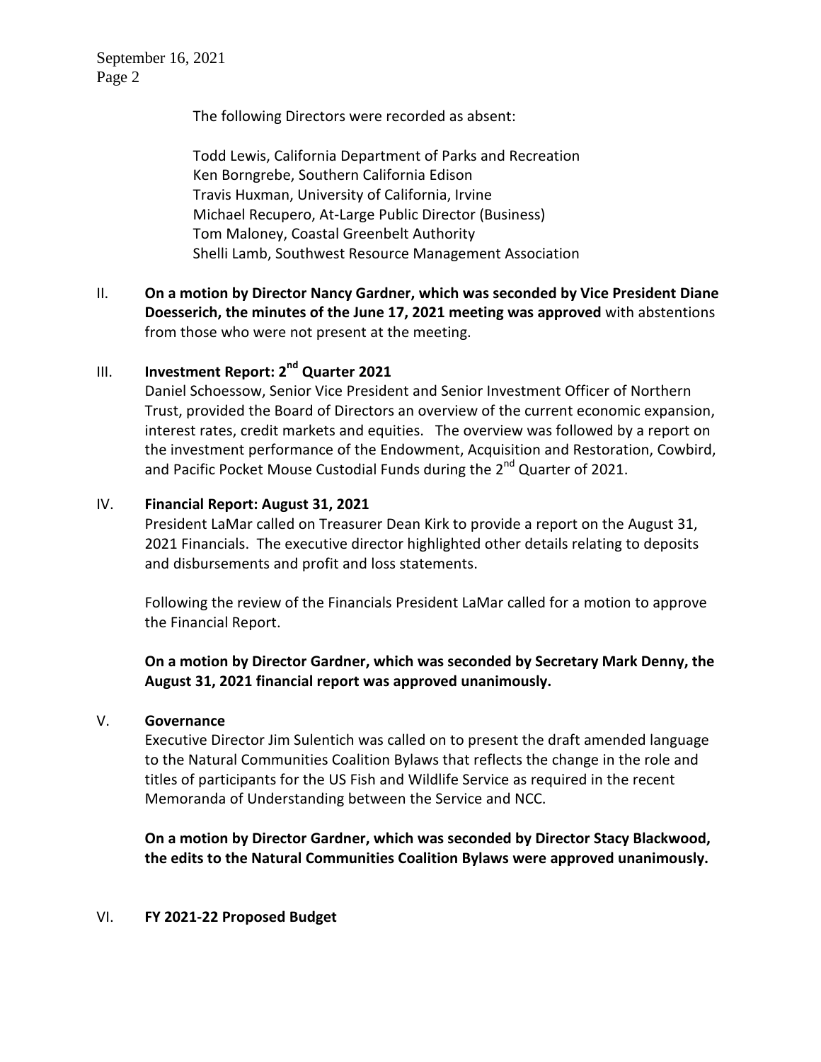The following Directors were recorded as absent:

Todd Lewis, California Department of Parks and Recreation
Ken Borngrebe, Southern California Edison
Travis Huxman, University of California, Irvine
Michael Recupero, At-Large Public Director (Business)
Tom Maloney, Coastal Greenbelt Authority
Shelli Lamb, Southwest Resource Management Association

II. **On a motion by Director Nancy Gardner, which was seconded by Vice President Diane Doesserich, the minutes of the June 17, 2021 meeting was approved** with abstentions from those who were not present at the meeting.

III. **Investment Report: 2nd Quarter 2021**

Daniel Schoessow, Senior Vice President and Senior Investment Officer of Northern Trust, provided the Board of Directors an overview of the current economic expansion, interest rates, credit markets and equities. The overview was followed by a report on the investment performance of the Endowment, Acquisition and Restoration, Cowbird, and Pacific Pocket Mouse Custodial Funds during the 2nd Quarter of 2021.

IV. **Financial Report: August 31, 2021**

President LaMar called on Treasurer Dean Kirk to provide a report on the August 31, 2021 Financials. The executive director highlighted other details relating to deposits and disbursements and profit and loss statements.

Following the review of the Financials President LaMar called for a motion to approve the Financial Report.

**On a motion by Director Gardner, which was seconded by Secretary Mark Denny, the August 31, 2021 financial report was approved unanimously.**

V. **Governance**

Executive Director Jim Sulentich was called on to present the draft amended language to the Natural Communities Coalition Bylaws that reflects the change in the role and titles of participants for the US Fish and Wildlife Service as required in the recent Memoranda of Understanding between the Service and NCC.

**On a motion by Director Gardner, which was seconded by Director Stacy Blackwood, the edits to the Natural Communities Coalition Bylaws were approved unanimously.**

VI. **FY 2021-22 Proposed Budget**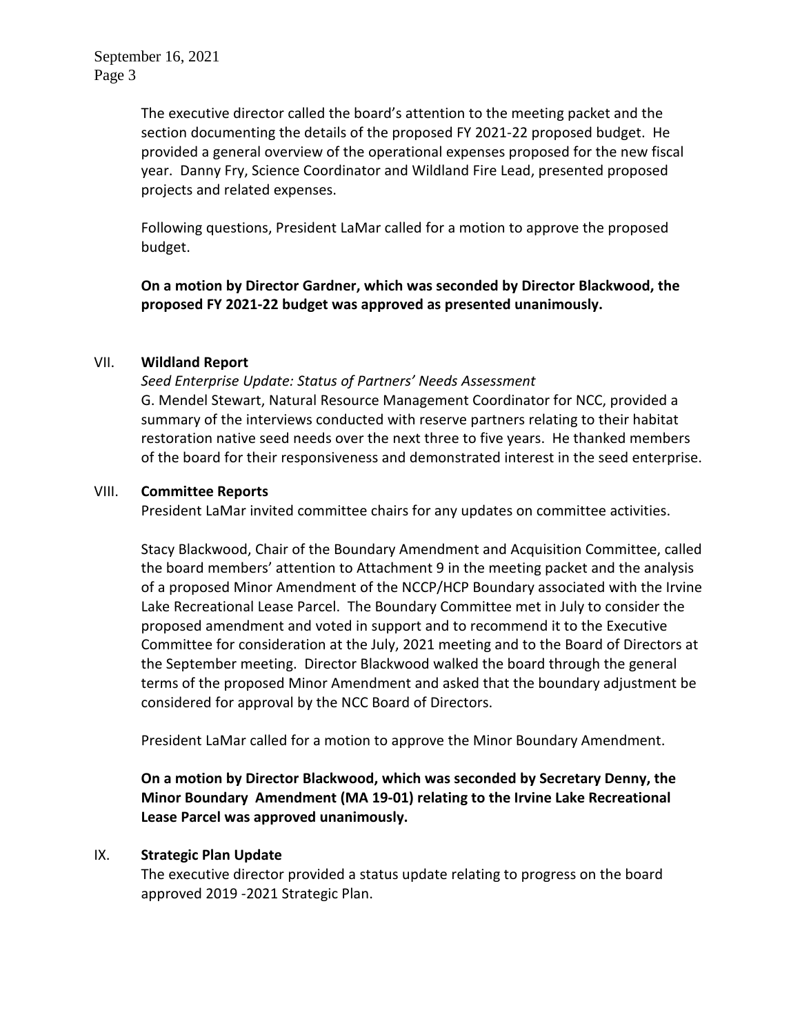The executive director called the board's attention to the meeting packet and the section documenting the details of the proposed FY 2021-22 proposed budget. He provided a general overview of the operational expenses proposed for the new fiscal year. Danny Fry, Science Coordinator and Wildland Fire Lead, presented proposed projects and related expenses.

Following questions, President LaMar called for a motion to approve the proposed budget.

**On a motion by Director Gardner, which was seconded by Director Blackwood, the proposed FY 2021-22 budget was approved as presented unanimously.**

VII. **Wildland Report**

*Seed Enterprise Update: Status of Partners' Needs Assessment*

G. Mendel Stewart, Natural Resource Management Coordinator for NCC, provided a summary of the interviews conducted with reserve partners relating to their habitat restoration native seed needs over the next three to five years. He thanked members of the board for their responsiveness and demonstrated interest in the seed enterprise.

VIII. **Committee Reports**

President LaMar invited committee chairs for any updates on committee activities.

Stacy Blackwood, Chair of the Boundary Amendment and Acquisition Committee, called the board members' attention to Attachment 9 in the meeting packet and the analysis of a proposed Minor Amendment of the NCCP/HCP Boundary associated with the Irvine Lake Recreational Lease Parcel. The Boundary Committee met in July to consider the proposed amendment and voted in support and to recommend it to the Executive Committee for consideration at the July, 2021 meeting and to the Board of Directors at the September meeting. Director Blackwood walked the board through the general terms of the proposed Minor Amendment and asked that the boundary adjustment be considered for approval by the NCC Board of Directors.

President LaMar called for a motion to approve the Minor Boundary Amendment.

**On a motion by Director Blackwood, which was seconded by Secretary Denny, the Minor Boundary Amendment (MA 19-01) relating to the Irvine Lake Recreational Lease Parcel was approved unanimously.**

IX. **Strategic Plan Update**

The executive director provided a status update relating to progress on the board approved 2019 -2021 Strategic Plan.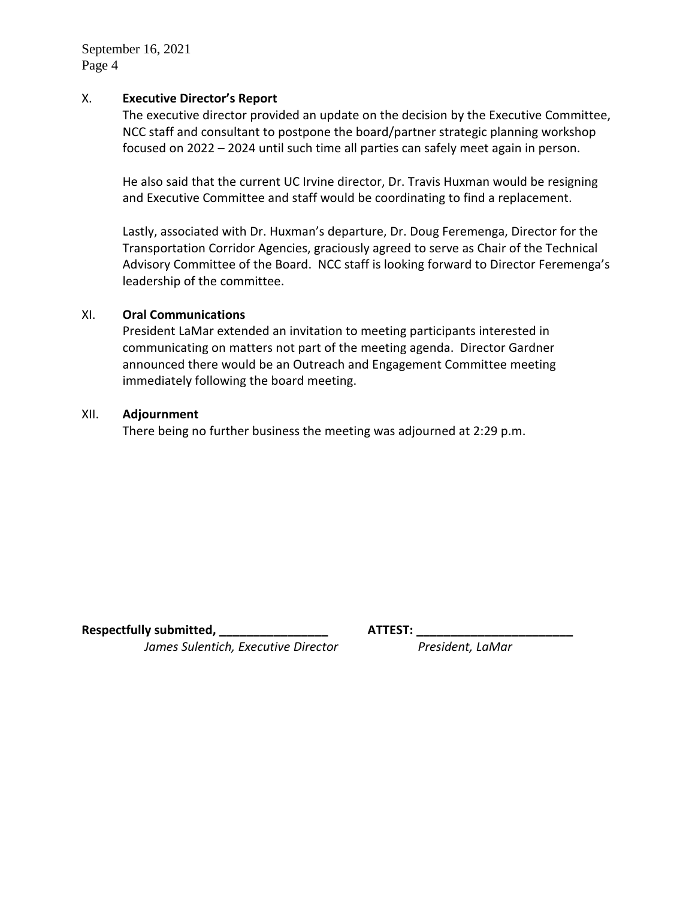X. **Executive Director's Report**

The executive director provided an update on the decision by the Executive Committee, NCC staff and consultant to postpone the board/partner strategic planning workshop focused on 2022 – 2024 until such time all parties can safely meet again in person.

He also said that the current UC Irvine director, Dr. Travis Huxman would be resigning and Executive Committee and staff would be coordinating to find a replacement.

Lastly, associated with Dr. Huxman's departure, Dr. Doug Feremenga, Director for the Transportation Corridor Agencies, graciously agreed to serve as Chair of the Technical Advisory Committee of the Board. NCC staff is looking forward to Director Feremenga's leadership of the committee.

XI. **Oral Communications**

President LaMar extended an invitation to meeting participants interested in communicating on matters not part of the meeting agenda. Director Gardner announced there would be an Outreach and Engagement Committee meeting immediately following the board meeting.

XII. **Adjournment**

There being no further business the meeting was adjourned at 2:29 p.m.

**Respectfully submitted, ________________**
*James Sulentich, Executive Director*

**ATTEST: _______________________**
*President, LaMar*